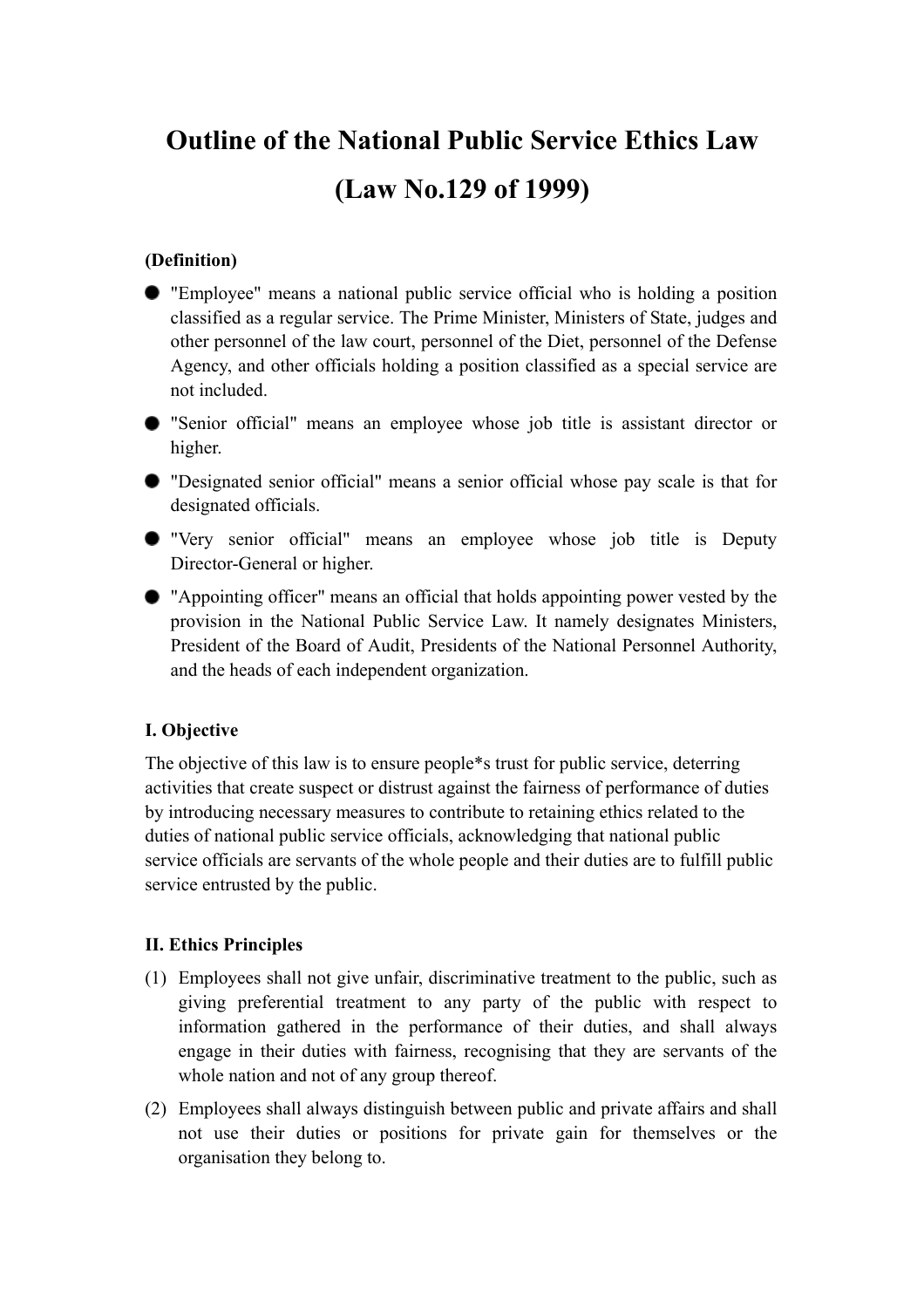# Outline of the National Public Service Ethics Law (Law No.129 of 1999)

**(Definition)**

- "Employee" means a national public service official who is holding a position classified as a regular service. The Prime Minister, Ministers of State, judges and other personnel of the law court, personnel of the Diet, personnel of the Defense Agency, and other officials holding a position classified as a special service are not included.
- "Senior official" means an employee whose job title is assistant director or higher.
- "Designated senior official" means a senior official whose pay scale is that for designated officials.
- "Very senior official" means an employee whose job title is Deputy Director-General or higher.
- "Appointing officer" means an official that holds appointing power vested by the provision in the National Public Service Law. It namely designates Ministers, President of the Board of Audit, Presidents of the National Personnel Authority, and the heads of each independent organization.

**I. Objective**

The objective of this law is to ensure people*s trust for public service, deterring activities that create suspect or distrust against the fairness of performance of duties by introducing necessary measures to contribute to retaining ethics related to the duties of national public service officials, acknowledging that national public service officials are servants of the whole people and their duties are to fulfill public service entrusted by the public.

**II. Ethics Principles**

(1) Employees shall not give unfair, discriminative treatment to the public, such as giving preferential treatment to any party of the public with respect to information gathered in the performance of their duties, and shall always engage in their duties with fairness, recognising that they are servants of the whole nation and not of any group thereof.

(2) Employees shall always distinguish between public and private affairs and shall not use their duties or positions for private gain for themselves or the organisation they belong to.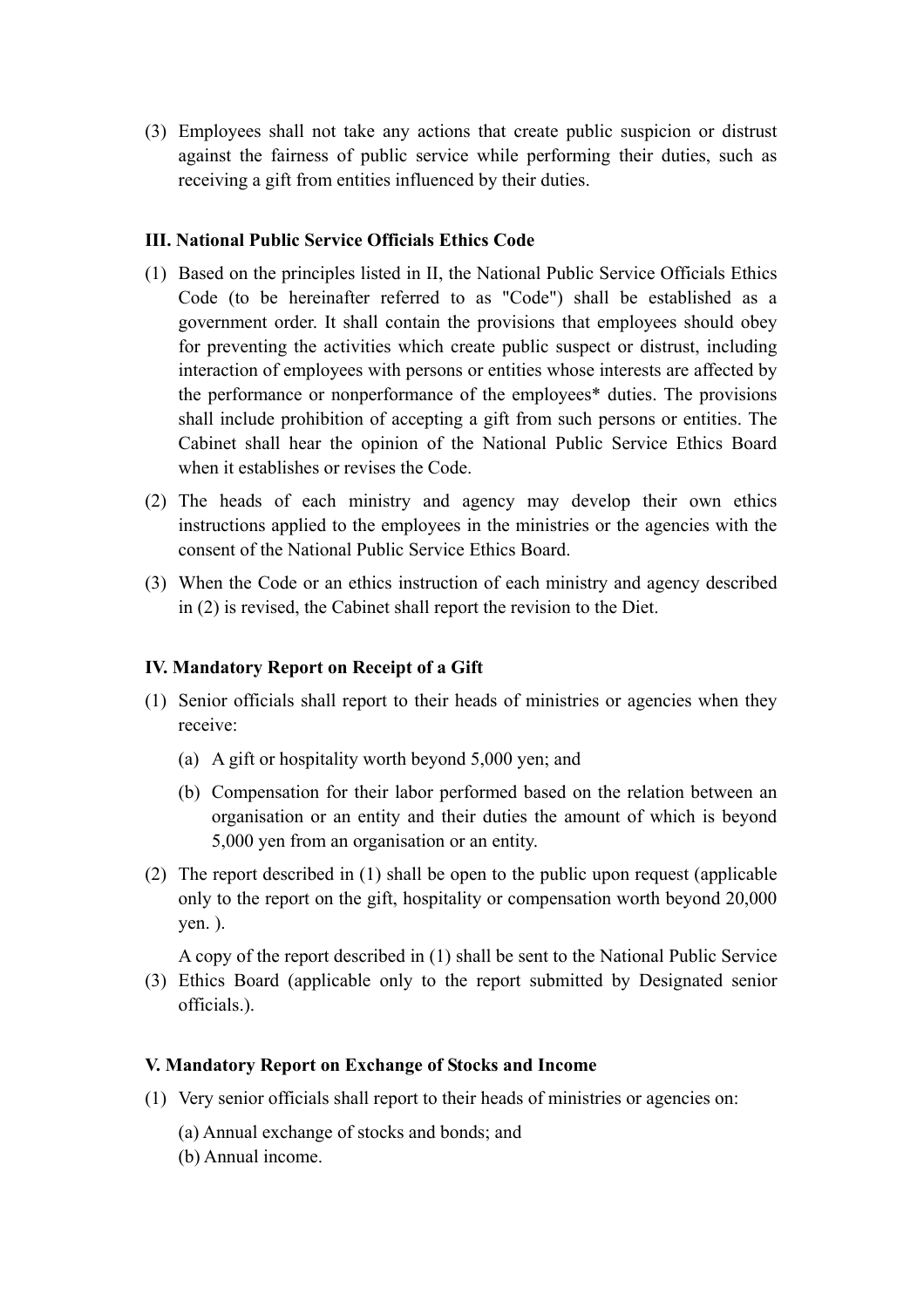(3) Employees shall not take any actions that create public suspicion or distrust against the fairness of public service while performing their duties, such as receiving a gift from entities influenced by their duties.

### III. National Public Service Officials Ethics Code

(1) Based on the principles listed in II, the National Public Service Officials Ethics Code (to be hereinafter referred to as "Code") shall be established as a government order. It shall contain the provisions that employees should obey for preventing the activities which create public suspect or distrust, including interaction of employees with persons or entities whose interests are affected by the performance or nonperformance of the employees* duties. The provisions shall include prohibition of accepting a gift from such persons or entities. The Cabinet shall hear the opinion of the National Public Service Ethics Board when it establishes or revises the Code.

(2) The heads of each ministry and agency may develop their own ethics instructions applied to the employees in the ministries or the agencies with the consent of the National Public Service Ethics Board.

(3) When the Code or an ethics instruction of each ministry and agency described in (2) is revised, the Cabinet shall report the revision to the Diet.

### IV. Mandatory Report on Receipt of a Gift

(1) Senior officials shall report to their heads of ministries or agencies when they receive:

  (a) A gift or hospitality worth beyond 5,000 yen; and

  (b) Compensation for their labor performed based on the relation between an organisation or an entity and their duties the amount of which is beyond 5,000 yen from an organisation or an entity.

(2) The report described in (1) shall be open to the public upon request (applicable only to the report on the gift, hospitality or compensation worth beyond 20,000 yen. ).

(3) A copy of the report described in (1) shall be sent to the National Public Service Ethics Board (applicable only to the report submitted by Designated senior officials.).

### V. Mandatory Report on Exchange of Stocks and Income

(1) Very senior officials shall report to their heads of ministries or agencies on:

  (a) Annual exchange of stocks and bonds; and

  (b) Annual income.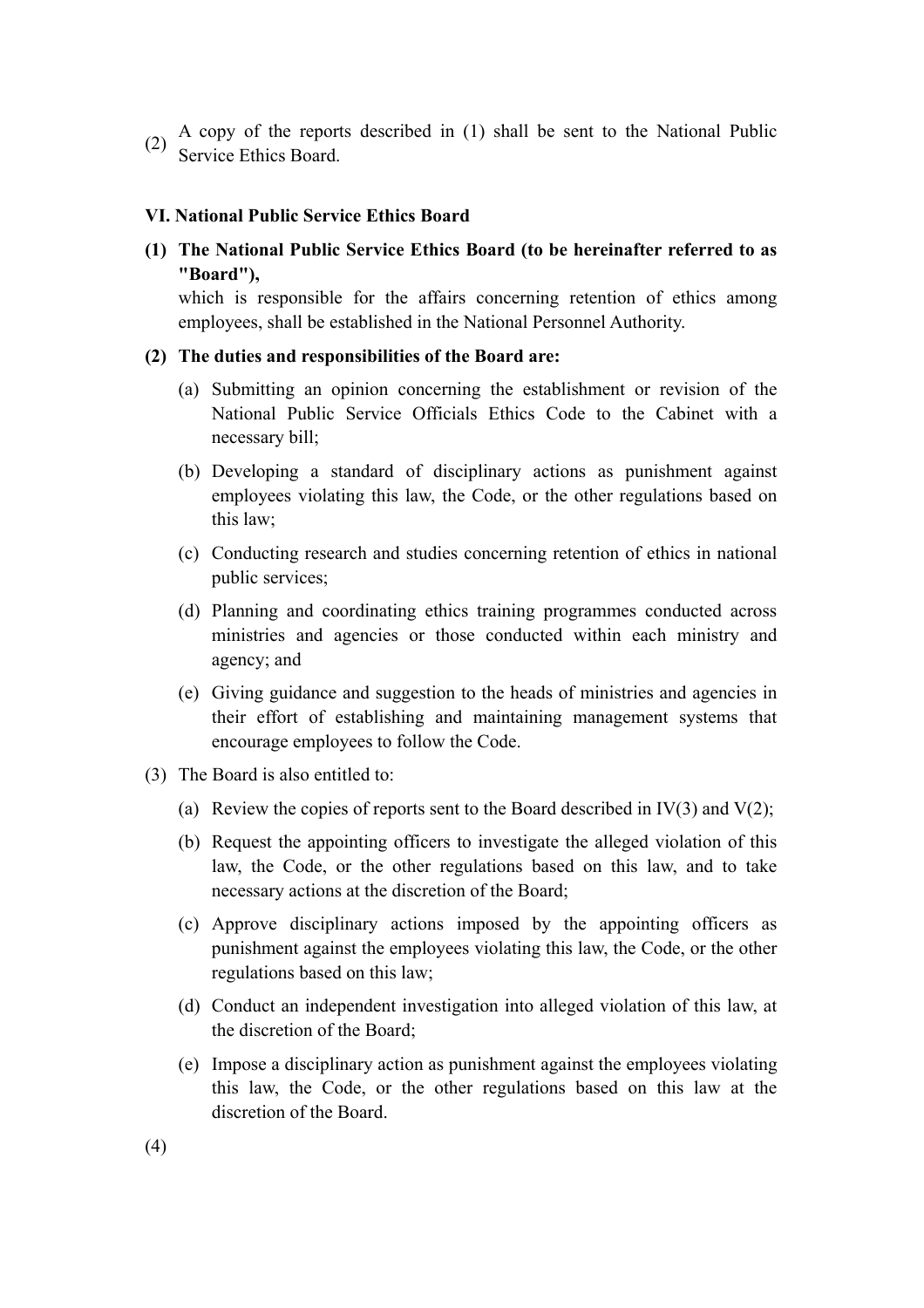(2) A copy of the reports described in (1) shall be sent to the National Public Service Ethics Board.

**VI. National Public Service Ethics Board**

**(1) The National Public Service Ethics Board (to be hereinafter referred to as "Board"),**
which is responsible for the affairs concerning retention of ethics among employees, shall be established in the National Personnel Authority.

**(2) The duties and responsibilities of the Board are:**

(a) Submitting an opinion concerning the establishment or revision of the National Public Service Officials Ethics Code to the Cabinet with a necessary bill;

(b) Developing a standard of disciplinary actions as punishment against employees violating this law, the Code, or the other regulations based on this law;

(c) Conducting research and studies concerning retention of ethics in national public services;

(d) Planning and coordinating ethics training programmes conducted across ministries and agencies or those conducted within each ministry and agency; and

(e) Giving guidance and suggestion to the heads of ministries and agencies in their effort of establishing and maintaining management systems that encourage employees to follow the Code.

(3) The Board is also entitled to:

(a) Review the copies of reports sent to the Board described in IV(3) and V(2);

(b) Request the appointing officers to investigate the alleged violation of this law, the Code, or the other regulations based on this law, and to take necessary actions at the discretion of the Board;

(c) Approve disciplinary actions imposed by the appointing officers as punishment against the employees violating this law, the Code, or the other regulations based on this law;

(d) Conduct an independent investigation into alleged violation of this law, at the discretion of the Board;

(e) Impose a disciplinary action as punishment against the employees violating this law, the Code, or the other regulations based on this law at the discretion of the Board.

(4)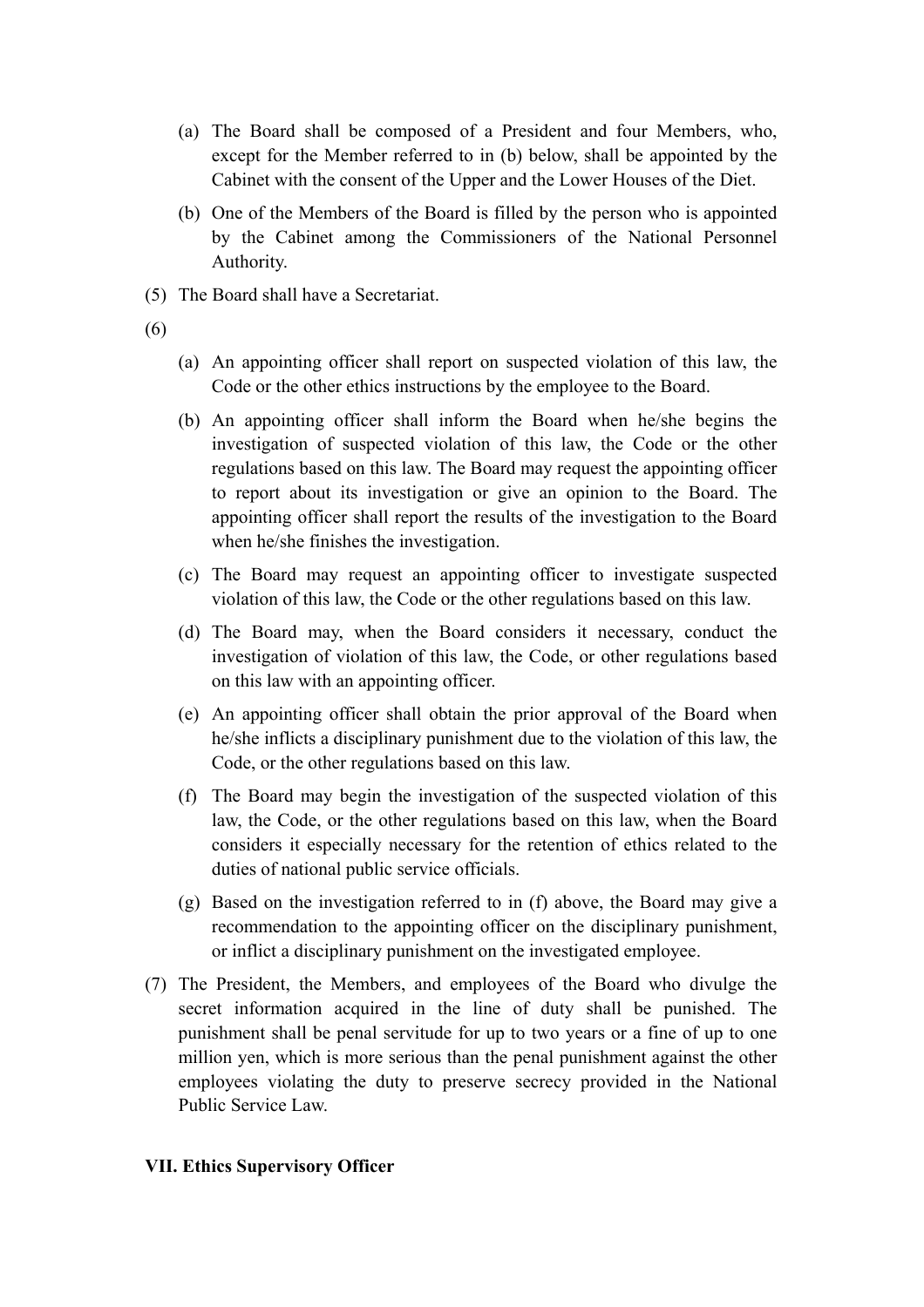(a) The Board shall be composed of a President and four Members, who, except for the Member referred to in (b) below, shall be appointed by the Cabinet with the consent of the Upper and the Lower Houses of the Diet.

(b) One of the Members of the Board is filled by the person who is appointed by the Cabinet among the Commissioners of the National Personnel Authority.

(5) The Board shall have a Secretariat.

(6)

(a) An appointing officer shall report on suspected violation of this law, the Code or the other ethics instructions by the employee to the Board.

(b) An appointing officer shall inform the Board when he/she begins the investigation of suspected violation of this law, the Code or the other regulations based on this law. The Board may request the appointing officer to report about its investigation or give an opinion to the Board. The appointing officer shall report the results of the investigation to the Board when he/she finishes the investigation.

(c) The Board may request an appointing officer to investigate suspected violation of this law, the Code or the other regulations based on this law.

(d) The Board may, when the Board considers it necessary, conduct the investigation of violation of this law, the Code, or other regulations based on this law with an appointing officer.

(e) An appointing officer shall obtain the prior approval of the Board when he/she inflicts a disciplinary punishment due to the violation of this law, the Code, or the other regulations based on this law.

(f) The Board may begin the investigation of the suspected violation of this law, the Code, or the other regulations based on this law, when the Board considers it especially necessary for the retention of ethics related to the duties of national public service officials.

(g) Based on the investigation referred to in (f) above, the Board may give a recommendation to the appointing officer on the disciplinary punishment, or inflict a disciplinary punishment on the investigated employee.

(7) The President, the Members, and employees of the Board who divulge the secret information acquired in the line of duty shall be punished. The punishment shall be penal servitude for up to two years or a fine of up to one million yen, which is more serious than the penal punishment against the other employees violating the duty to preserve secrecy provided in the National Public Service Law.

**VII. Ethics Supervisory Officer**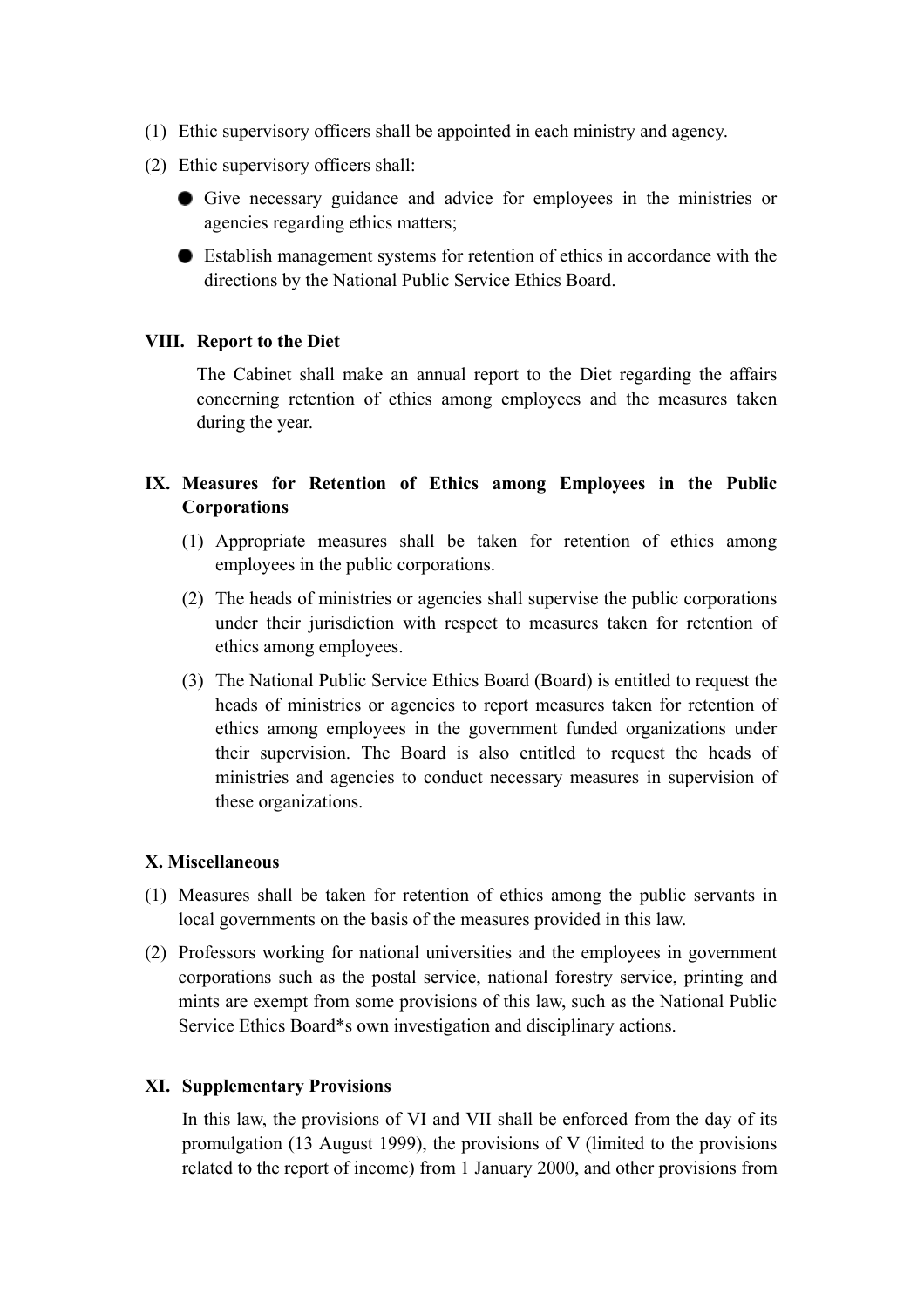(1) Ethic supervisory officers shall be appointed in each ministry and agency.

(2) Ethic supervisory officers shall:

- Give necessary guidance and advice for employees in the ministries or agencies regarding ethics matters;
- Establish management systems for retention of ethics in accordance with the directions by the National Public Service Ethics Board.

## VIII. Report to the Diet

The Cabinet shall make an annual report to the Diet regarding the affairs concerning retention of ethics among employees and the measures taken during the year.

## IX. Measures for Retention of Ethics among Employees in the Public Corporations

(1) Appropriate measures shall be taken for retention of ethics among employees in the public corporations.

(2) The heads of ministries or agencies shall supervise the public corporations under their jurisdiction with respect to measures taken for retention of ethics among employees.

(3) The National Public Service Ethics Board (Board) is entitled to request the heads of ministries or agencies to report measures taken for retention of ethics among employees in the government funded organizations under their supervision. The Board is also entitled to request the heads of ministries and agencies to conduct necessary measures in supervision of these organizations.

## X. Miscellaneous

(1) Measures shall be taken for retention of ethics among the public servants in local governments on the basis of the measures provided in this law.

(2) Professors working for national universities and the employees in government corporations such as the postal service, national forestry service, printing and mints are exempt from some provisions of this law, such as the National Public Service Ethics Board*s own investigation and disciplinary actions.

## XI. Supplementary Provisions

In this law, the provisions of VI and VII shall be enforced from the day of its promulgation (13 August 1999), the provisions of V (limited to the provisions related to the report of income) from 1 January 2000, and other provisions from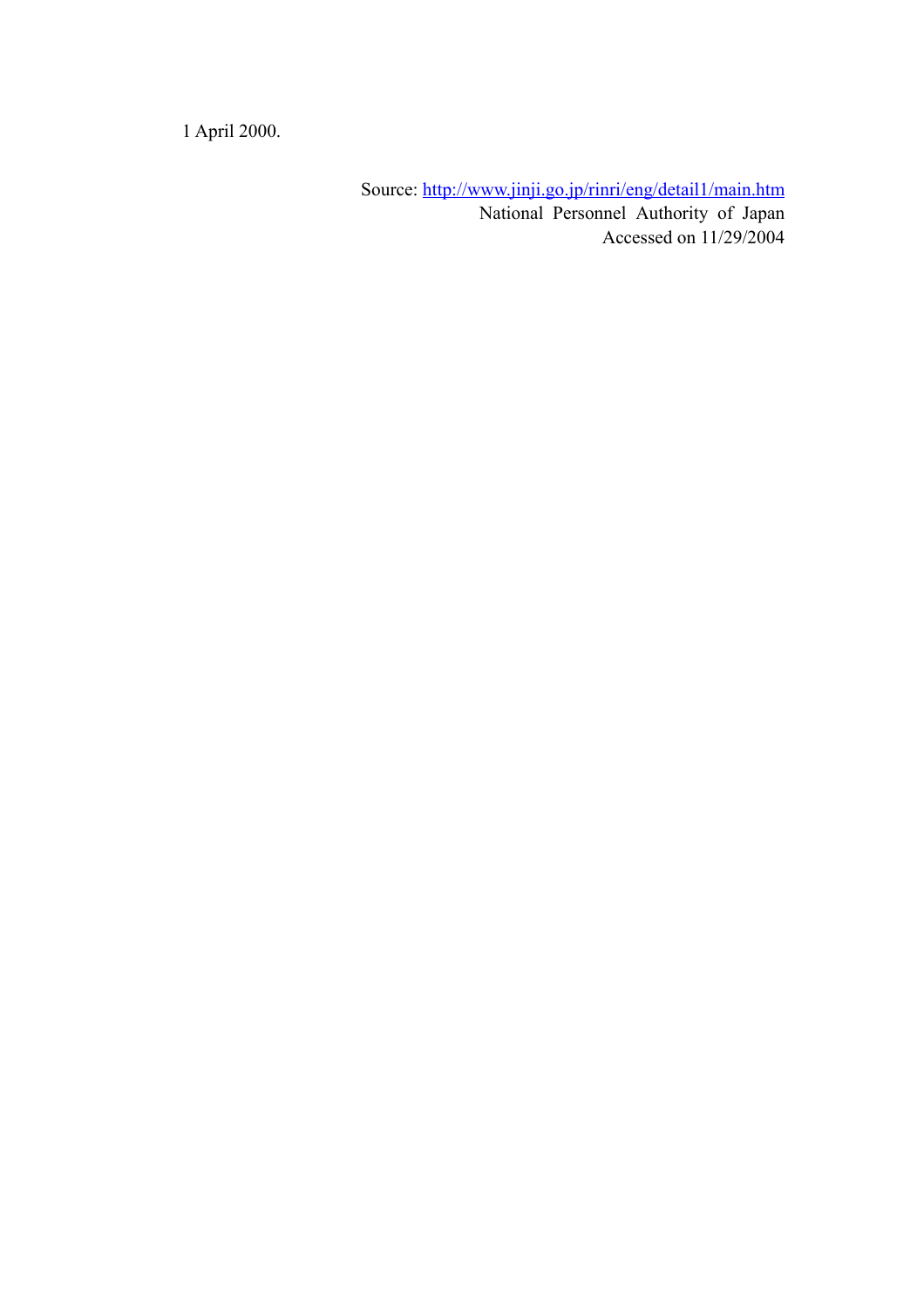1 April 2000.

Source: http://www.jinji.go.jp/rinri/eng/detail1/main.htm
National Personnel Authority of Japan
Accessed on 11/29/2004